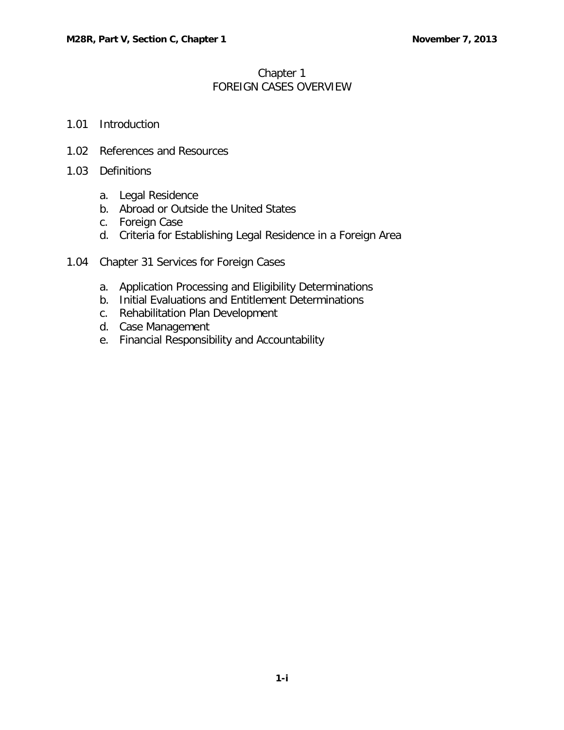# Chapter 1
# FOREIGN CASES OVERVIEW

1.01 Introduction

1.02 References and Resources

1.03 Definitions

   a. Legal Residence
   b. Abroad or Outside the United States
   c. Foreign Case
   d. Criteria for Establishing Legal Residence in a Foreign Area

1.04 Chapter 31 Services for Foreign Cases

   a. Application Processing and Eligibility Determinations
   b. Initial Evaluations and Entitlement Determinations
   c. Rehabilitation Plan Development
   d. Case Management
   e. Financial Responsibility and Accountability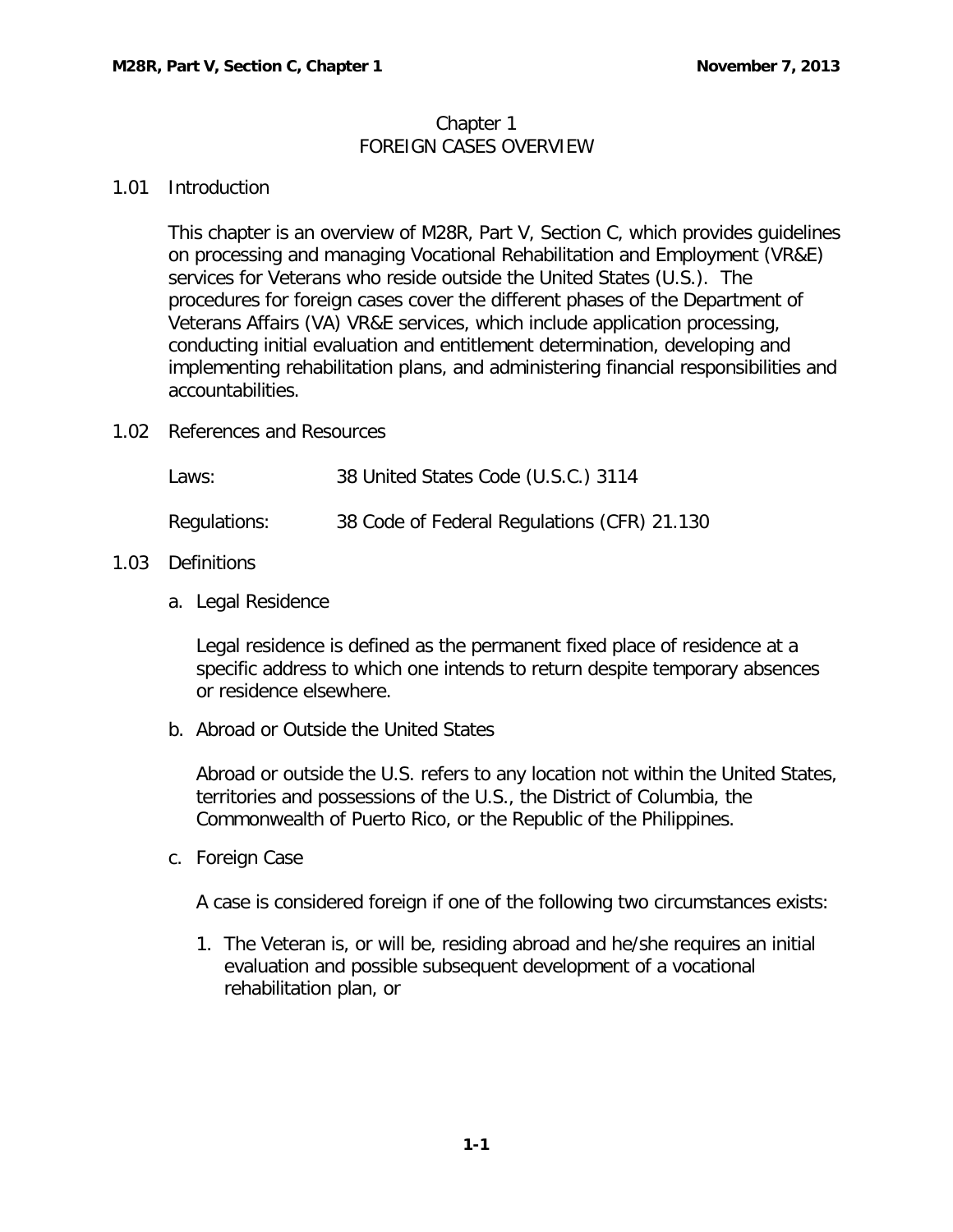# Chapter 1
# FOREIGN CASES OVERVIEW

## 1.01 Introduction

This chapter is an overview of M28R, Part V, Section C, which provides guidelines on processing and managing Vocational Rehabilitation and Employment (VR&E) services for Veterans who reside outside the United States (U.S.). The procedures for foreign cases cover the different phases of the Department of Veterans Affairs (VA) VR&E services, which include application processing, conducting initial evaluation and entitlement determination, developing and implementing rehabilitation plans, and administering financial responsibilities and accountabilities.

## 1.02 References and Resources

| | |
|---|---|
| Laws: | 38 United States Code (U.S.C.) 3114 |
| Regulations: | 38 Code of Federal Regulations (CFR) 21.130 |

## 1.03 Definitions

### a. Legal Residence

Legal residence is defined as the permanent fixed place of residence at a specific address to which one intends to return despite temporary absences or residence elsewhere.

### b. Abroad or Outside the United States

Abroad or outside the U.S. refers to any location not within the United States, territories and possessions of the U.S., the District of Columbia, the Commonwealth of Puerto Rico, or the Republic of the Philippines.

### c. Foreign Case

A case is considered foreign if one of the following two circumstances exists:

1. The Veteran is, or will be, residing abroad and he/she requires an initial evaluation and possible subsequent development of a vocational rehabilitation plan, or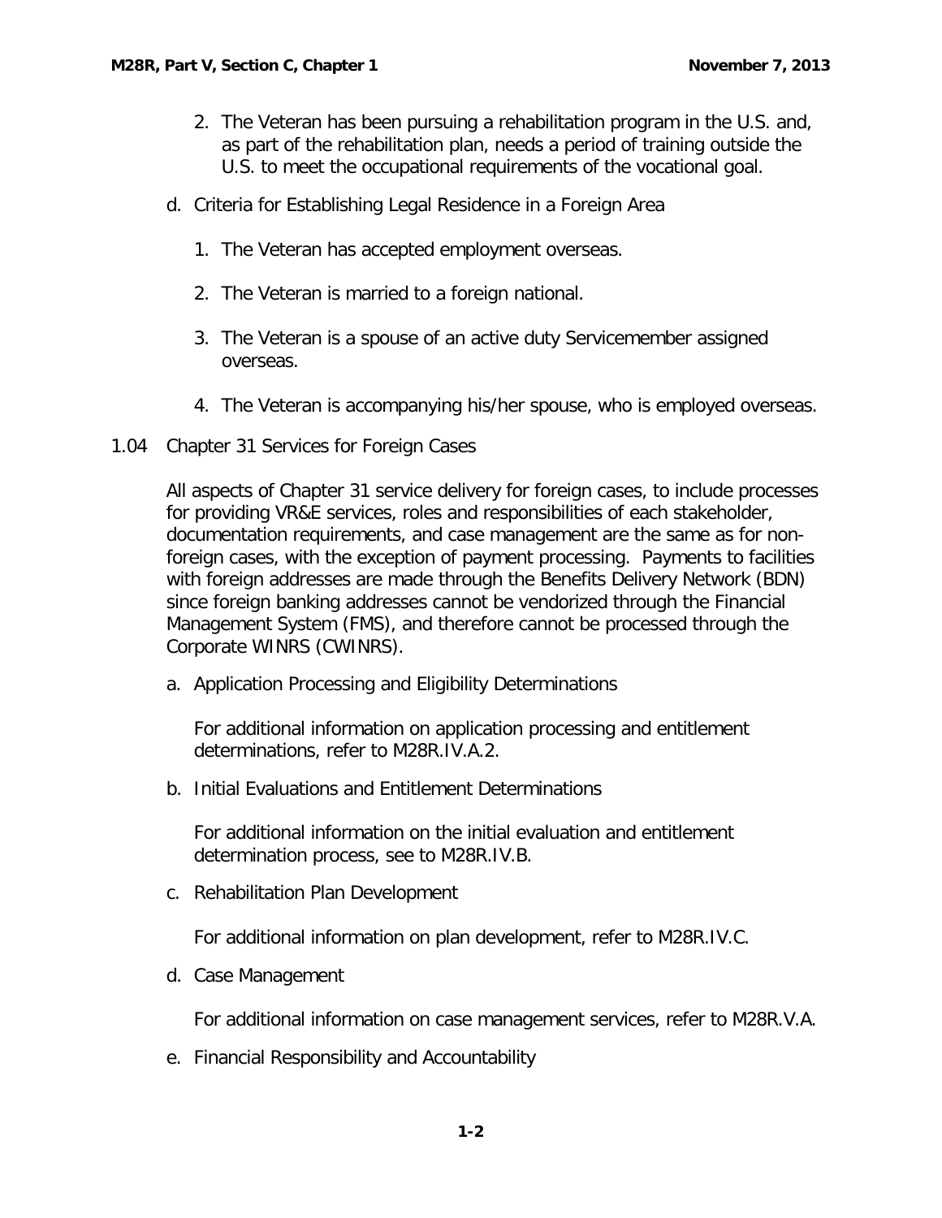2. The Veteran has been pursuing a rehabilitation program in the U.S. and, as part of the rehabilitation plan, needs a period of training outside the U.S. to meet the occupational requirements of the vocational goal.

d. Criteria for Establishing Legal Residence in a Foreign Area

1. The Veteran has accepted employment overseas.

2. The Veteran is married to a foreign national.

3. The Veteran is a spouse of an active duty Servicemember assigned overseas.

4. The Veteran is accompanying his/her spouse, who is employed overseas.

## 1.04 Chapter 31 Services for Foreign Cases

All aspects of Chapter 31 service delivery for foreign cases, to include processes for providing VR&E services, roles and responsibilities of each stakeholder, documentation requirements, and case management are the same as for non-foreign cases, with the exception of payment processing. Payments to facilities with foreign addresses are made through the Benefits Delivery Network (BDN) since foreign banking addresses cannot be vendorized through the Financial Management System (FMS), and therefore cannot be processed through the Corporate WINRS (CWINRS).

a. Application Processing and Eligibility Determinations

For additional information on application processing and entitlement determinations, refer to M28R.IV.A.2.

b. Initial Evaluations and Entitlement Determinations

For additional information on the initial evaluation and entitlement determination process, see to M28R.IV.B.

c. Rehabilitation Plan Development

For additional information on plan development, refer to M28R.IV.C.

d. Case Management

For additional information on case management services, refer to M28R.V.A.

e. Financial Responsibility and Accountability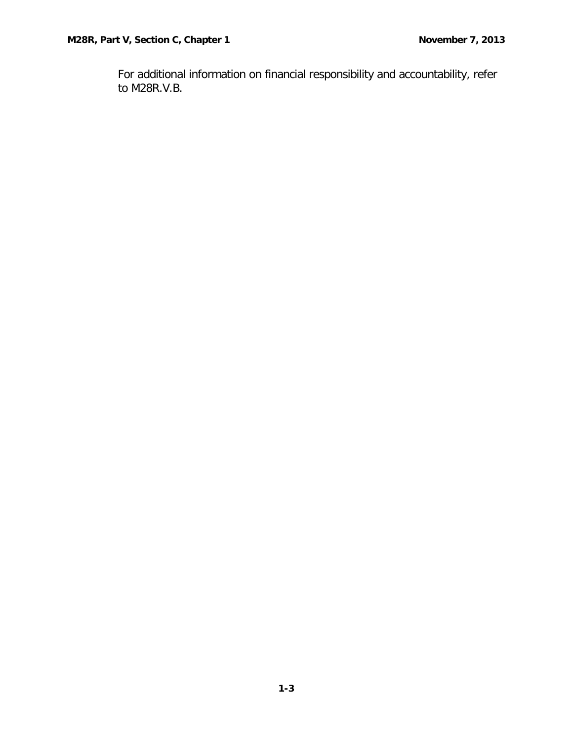For additional information on financial responsibility and accountability, refer to M28R.V.B.